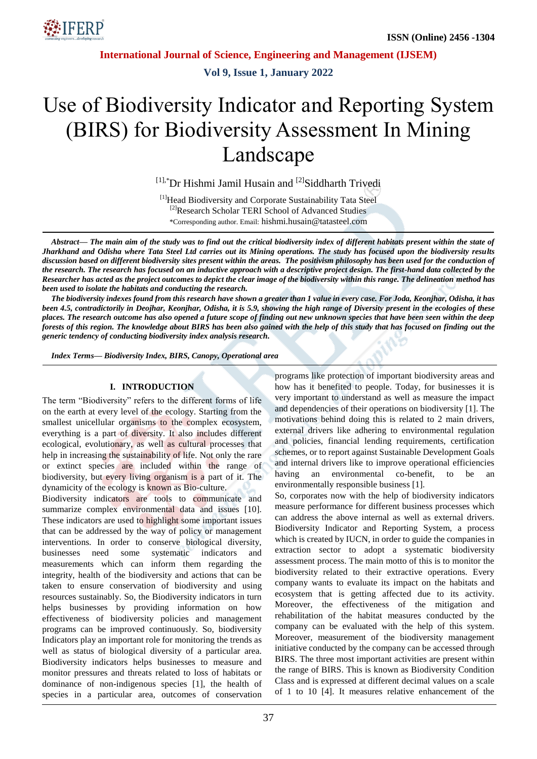# Use of Biodiversity Indicator and Reporting System (BIRS) for Biodiversity Assessment In Mining Landscape

[1],*Dr Hishmi Jamil Husain and [2]Siddharth Trivedi

[1]Head Biodiversity and Corporate Sustainability Tata Steel
[2]Research Scholar TERI School of Advanced Studies
*Corresponding author. Email: hishmi.husain@tatasteel.com

***Abstract***— ***The main aim of the study was to find out the critical biodiversity index of different habitats present within the state of Jharkhand and Odisha where Tata Steel Ltd carries out its Mining operations. The study has focused upon the biodiversity results discussion based on different biodiversity sites present within the areas. The positivism philosophy has been used for the conduction of the research. The research has focused on an inductive approach with a descriptive project design. The first-hand data collected by the Researcher has acted as the project outcomes to depict the clear image of the biodiversity within this range. The delineation method has been used to isolate the habitats and conducting the research.***

***The biodiversity indexes found from this research have shown a greater than 1 value in every case. For Joda, Keonjhar, Odisha, it has been 4.5, contradictorily in Deojhar, Keonjhar, Odisha, it is 5.9, showing the high range of Diversity present in the ecologies of these places. The research outcome has also opened a future scope of finding out new unknown species that have been seen within the deep forests of this region. The knowledge about BIRS has been also gained with the help of this study that has focused on finding out the generic tendency of conducting biodiversity index analysis research.***

***Index Terms***— ***Biodiversity Index, BIRS, Canopy, Operational area***

## I. INTRODUCTION

The term "Biodiversity" refers to the different forms of life on the earth at every level of the ecology. Starting from the smallest unicellular organisms to the complex ecosystem, everything is a part of diversity. It also includes different ecological, evolutionary, as well as cultural processes that help in increasing the sustainability of life. Not only the rare or extinct species are included within the range of biodiversity, but every living organism is a part of it. The dynamicity of the ecology is known as Bio-culture.

Biodiversity indicators are tools to communicate and summarize complex environmental data and issues [10]. These indicators are used to highlight some important issues that can be addressed by the way of policy or management interventions. In order to conserve biological diversity, businesses need some systematic indicators and measurements which can inform them regarding the integrity, health of the biodiversity and actions that can be taken to ensure conservation of biodiversity and using resources sustainably. So, the Biodiversity indicators in turn helps businesses by providing information on how effectiveness of biodiversity policies and management programs can be improved continuously. So, biodiversity Indicators play an important role for monitoring the trends as well as status of biological diversity of a particular area. Biodiversity indicators helps businesses to measure and monitor pressures and threats related to loss of habitats or dominance of non-indigenous species [1], the health of species in a particular area, outcomes of conservation programs like protection of important biodiversity areas and how has it benefited to people. Today, for businesses it is very important to understand as well as measure the impact and dependencies of their operations on biodiversity [1]. The motivations behind doing this is related to 2 main drivers, external drivers like adhering to environmental regulation and policies, financial lending requirements, certification schemes, or to report against Sustainable Development Goals and internal drivers like to improve operational efficiencies having an environmental co-benefit, to be an environmentally responsible business [1].

So, corporates now with the help of biodiversity indicators measure performance for different business processes which can address the above internal as well as external drivers. Biodiversity Indicator and Reporting System, a process which is created by IUCN, in order to guide the companies in extraction sector to adopt a systematic biodiversity assessment process. The main motto of this is to monitor the biodiversity related to their extractive operations. Every company wants to evaluate its impact on the habitats and ecosystem that is getting affected due to its activity. Moreover, the effectiveness of the mitigation and rehabilitation of the habitat measures conducted by the company can be evaluated with the help of this system. Moreover, measurement of the biodiversity management initiative conducted by the company can be accessed through BIRS. The three most important activities are present within the range of BIRS. This is known as Biodiversity Condition Class and is expressed at different decimal values on a scale of 1 to 10 [4]. It measures relative enhancement of the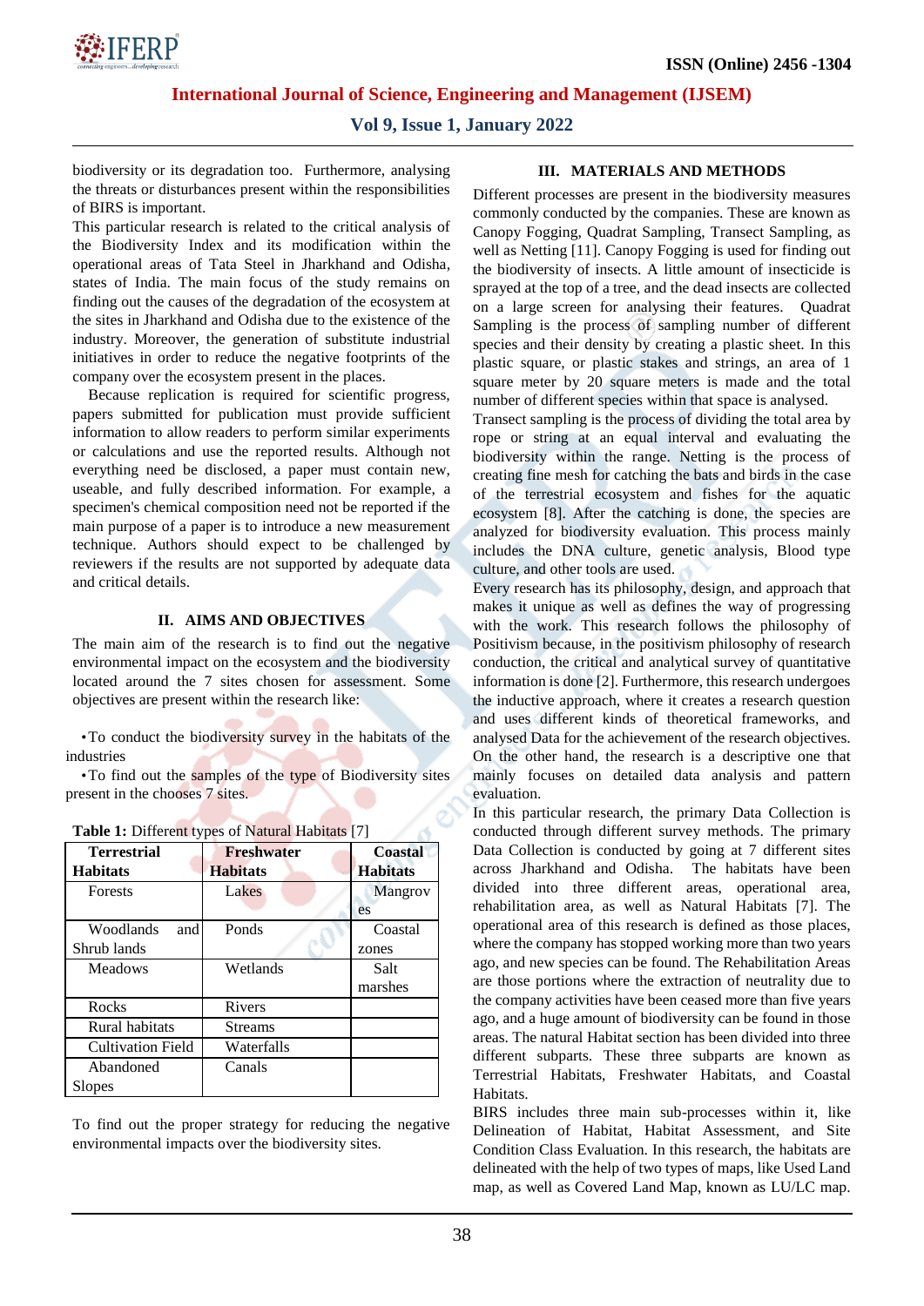biodiversity or its degradation too. Furthermore, analysing the threats or disturbances present within the responsibilities of BIRS is important.

This particular research is related to the critical analysis of the Biodiversity Index and its modification within the operational areas of Tata Steel in Jharkhand and Odisha, states of India. The main focus of the study remains on finding out the causes of the degradation of the ecosystem at the sites in Jharkhand and Odisha due to the existence of the industry. Moreover, the generation of substitute industrial initiatives in order to reduce the negative footprints of the company over the ecosystem present in the places.

Because replication is required for scientific progress, papers submitted for publication must provide sufficient information to allow readers to perform similar experiments or calculations and use the reported results. Although not everything need be disclosed, a paper must contain new, useable, and fully described information. For example, a specimen's chemical composition need not be reported if the main purpose of a paper is to introduce a new measurement technique. Authors should expect to be challenged by reviewers if the results are not supported by adequate data and critical details.

## II. AIMS AND OBJECTIVES

The main aim of the research is to find out the negative environmental impact on the ecosystem and the biodiversity located around the 7 sites chosen for assessment. Some objectives are present within the research like:

- To conduct the biodiversity survey in the habitats of the industries
- To find out the samples of the type of Biodiversity sites present in the chooses 7 sites.

**Table 1:** Different types of Natural Habitats [7]

| Terrestrial Habitats | Freshwater Habitats | Coastal Habitats |
|---|---|---|
| Forests | Lakes | Mangroves |
| Woodlands and Shrub lands | Ponds | Coastal zones |
| Meadows | Wetlands | Salt marshes |
| Rocks | Rivers | |
| Rural habitats | Streams | |
| Cultivation Field | Waterfalls | |
| Abandoned Slopes | Canals | |

To find out the proper strategy for reducing the negative environmental impacts over the biodiversity sites.

## III. MATERIALS AND METHODS

Different processes are present in the biodiversity measures commonly conducted by the companies. These are known as Canopy Fogging, Quadrat Sampling, Transect Sampling, as well as Netting [11]. Canopy Fogging is used for finding out the biodiversity of insects. A little amount of insecticide is sprayed at the top of a tree, and the dead insects are collected on a large screen for analysing their features. Quadrat Sampling is the process of sampling number of different species and their density by creating a plastic sheet. In this plastic square, or plastic stakes and strings, an area of 1 square meter by 20 square meters is made and the total number of different species within that space is analysed.

Transect sampling is the process of dividing the total area by rope or string at an equal interval and evaluating the biodiversity within the range. Netting is the process of creating fine mesh for catching the bats and birds in the case of the terrestrial ecosystem and fishes for the aquatic ecosystem [8]. After the catching is done, the species are analyzed for biodiversity evaluation. This process mainly includes the DNA culture, genetic analysis, Blood type culture, and other tools are used.

Every research has its philosophy, design, and approach that makes it unique as well as defines the way of progressing with the work. This research follows the philosophy of Positivism because, in the positivism philosophy of research conduction, the critical and analytical survey of quantitative information is done [2]. Furthermore, this research undergoes the inductive approach, where it creates a research question and uses different kinds of theoretical frameworks, and analysed Data for the achievement of the research objectives. On the other hand, the research is a descriptive one that mainly focuses on detailed data analysis and pattern evaluation.

In this particular research, the primary Data Collection is conducted through different survey methods. The primary Data Collection is conducted by going at 7 different sites across Jharkhand and Odisha. The habitats have been divided into three different areas, operational area, rehabilitation area, as well as Natural Habitats [7]. The operational area of this research is defined as those places, where the company has stopped working more than two years ago, and new species can be found. The Rehabilitation Areas are those portions where the extraction of neutrality due to the company activities have been ceased more than five years ago, and a huge amount of biodiversity can be found in those areas. The natural Habitat section has been divided into three different subparts. These three subparts are known as Terrestrial Habitats, Freshwater Habitats, and Coastal Habitats.

BIRS includes three main sub-processes within it, like Delineation of Habitat, Habitat Assessment, and Site Condition Class Evaluation. In this research, the habitats are delineated with the help of two types of maps, like Used Land map, as well as Covered Land Map, known as LU/LC map.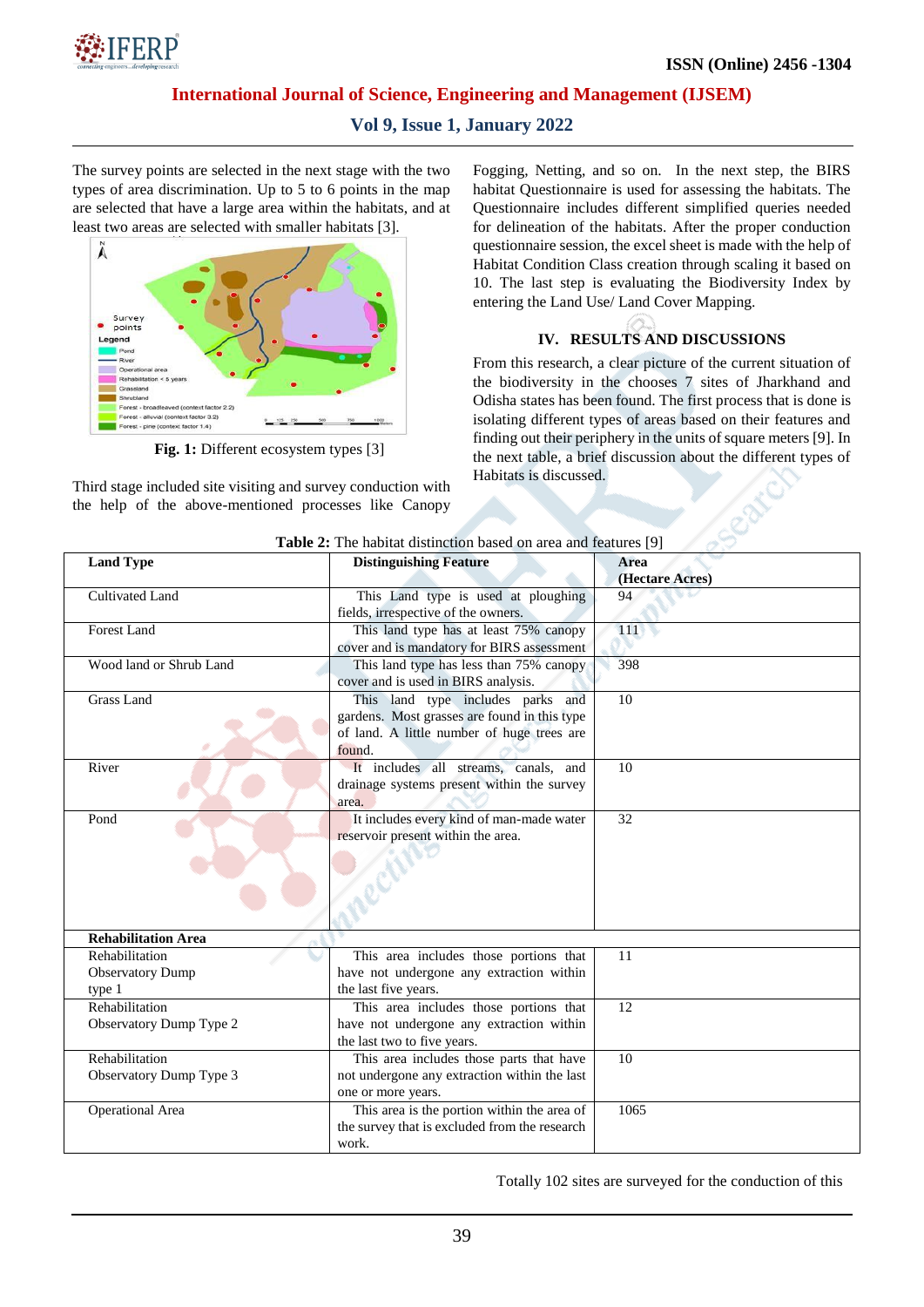The survey points are selected in the next stage with the two types of area discrimination. Up to 5 to 6 points in the map are selected that have a large area within the habitats, and at least two areas are selected with smaller habitats [3].

**Fig. 1:** Different ecosystem types [3]

Third stage included site visiting and survey conduction with the help of the above-mentioned processes like Canopy Fogging, Netting, and so on. In the next step, the BIRS habitat Questionnaire is used for assessing the habitats. The Questionnaire includes different simplified queries needed for delineation of the habitats. After the proper conduction questionnaire session, the excel sheet is made with the help of Habitat Condition Class creation through scaling it based on 10. The last step is evaluating the Biodiversity Index by entering the Land Use/ Land Cover Mapping.

## IV. RESULTS AND DISCUSSIONS

From this research, a clear picture of the current situation of the biodiversity in the chooses 7 sites of Jharkhand and Odisha states has been found. The first process that is done is isolating different types of areas based on their features and finding out their periphery in the units of square meters [9]. In the next table, a brief discussion about the different types of Habitats is discussed.

**Table 2:** The habitat distinction based on area and features [9]

| Land Type | Distinguishing Feature | Area (Hectare Acres) |
|---|---|---|
| Cultivated Land | This Land type is used at ploughing fields, irrespective of the owners. | 94 |
| Forest Land | This land type has at least 75% canopy cover and is mandatory for BIRS assessment | 111 |
| Wood land or Shrub Land | This land type has less than 75% canopy cover and is used in BIRS analysis. | 398 |
| Grass Land | This land type includes parks and gardens. Most grasses are found in this type of land. A little number of huge trees are found. | 10 |
| River | It includes all streams, canals, and drainage systems present within the survey area. | 10 |
| Pond | It includes every kind of man-made water reservoir present within the area. | 32 |
| **Rehabilitation Area** | | |
| Rehabilitation Observatory Dump type 1 | This area includes those portions that have not undergone any extraction within the last five years. | 11 |
| Rehabilitation Observatory Dump Type 2 | This area includes those portions that have not undergone any extraction within the last two to five years. | 12 |
| Rehabilitation Observatory Dump Type 3 | This area includes those parts that have not undergone any extraction within the last one or more years. | 10 |
| Operational Area | This area is the portion within the area of the survey that is excluded from the research work. | 1065 |

Totally 102 sites are surveyed for the conduction of this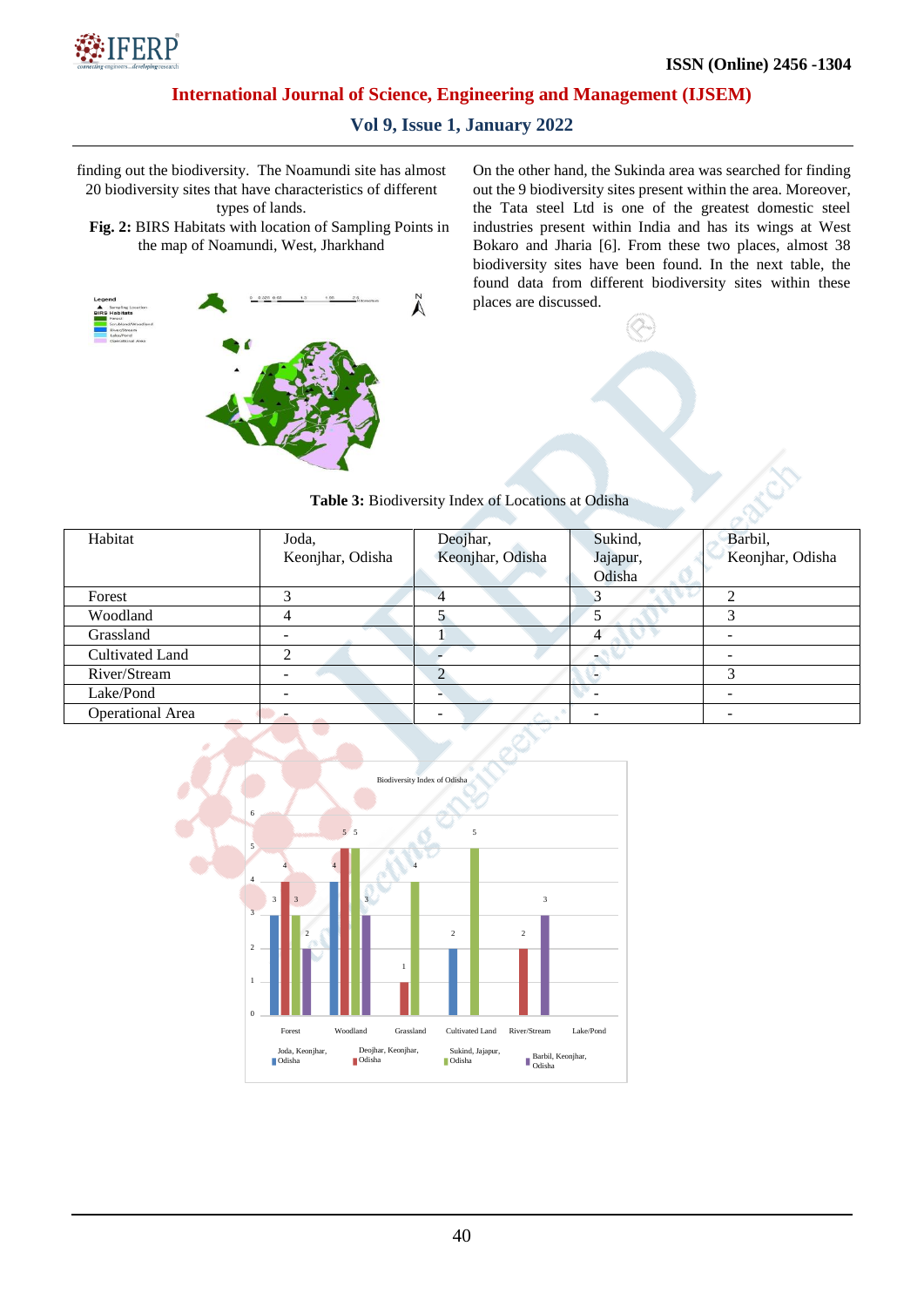finding out the biodiversity. The Noamundi site has almost 20 biodiversity sites that have characteristics of different types of lands.

**Fig. 2:** BIRS Habitats with location of Sampling Points in the map of Noamundi, West, Jharkhand

On the other hand, the Sukinda area was searched for finding out the 9 biodiversity sites present within the area. Moreover, the Tata steel Ltd is one of the greatest domestic steel industries present within India and has its wings at West Bokaro and Jharia [6]. From these two places, almost 38 biodiversity sites have been found. In the next table, the found data from different biodiversity sites within these places are discussed.

**Table 3:** Biodiversity Index of Locations at Odisha

| Habitat | Joda, Keonjhar, Odisha | Deojhar, Keonjhar, Odisha | Sukind, Jajapur, Odisha | Barbil, Keonjhar, Odisha |
|---|---|---|---|---|
| Forest | 3 | 4 | 3 | 2 |
| Woodland | 4 | 5 | 5 | 3 |
| Grassland | - | 1 | 4 | - |
| Cultivated Land | 2 | - | - | - |
| River/Stream | - | 2 | - | 3 |
| Lake/Pond | - | - | - | - |
| Operational Area | - | - | - | - |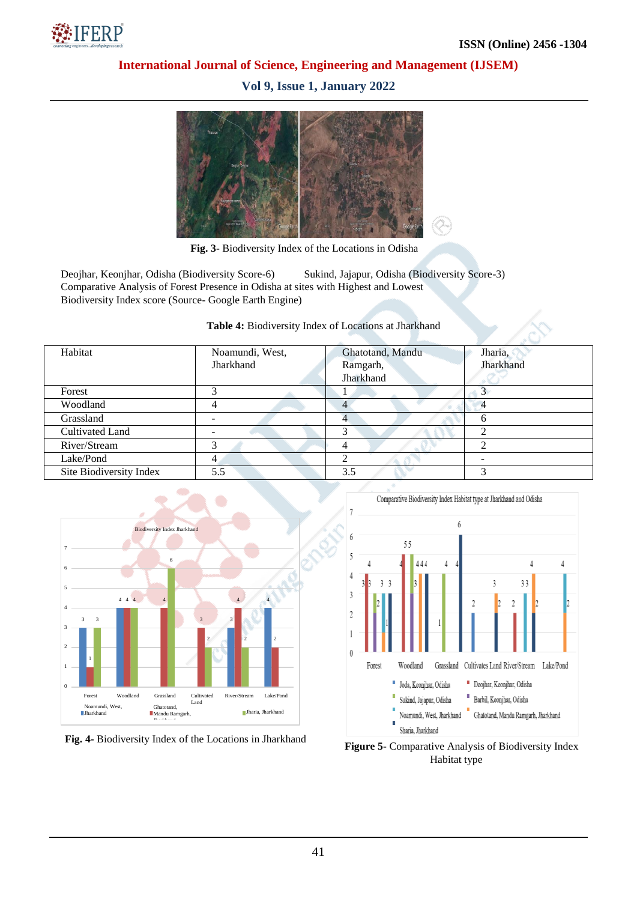**Fig. 3-** Biodiversity Index of the Locations in Odisha

Deojhar, Keonjhar, Odisha (Biodiversity Score-6) Sukind, Jajapur, Odisha (Biodiversity Score-3)
Comparative Analysis of Forest Presence in Odisha at sites with Highest and Lowest Biodiversity Index score (Source- Google Earth Engine)

**Table 4:** Biodiversity Index of Locations at Jharkhand

| Habitat | Noamundi, West, Jharkhand | Ghatotand, Mandu Ramgarh, Jharkhand | Jharia, Jharkhand |
|---|---|---|---|
| Forest | 3 | 1 | 3 |
| Woodland | 4 | 4 | 4 |
| Grassland | - | 4 | 6 |
| Cultivated Land | - | 3 | 2 |
| River/Stream | 3 | 4 | 2 |
| Lake/Pond | 4 | 2 | - |
| Site Biodiversity Index | 5.5 | 3.5 | 3 |

**Fig. 4-** Biodiversity Index of the Locations in Jharkhand

**Figure 5-** Comparative Analysis of Biodiversity Index Habitat type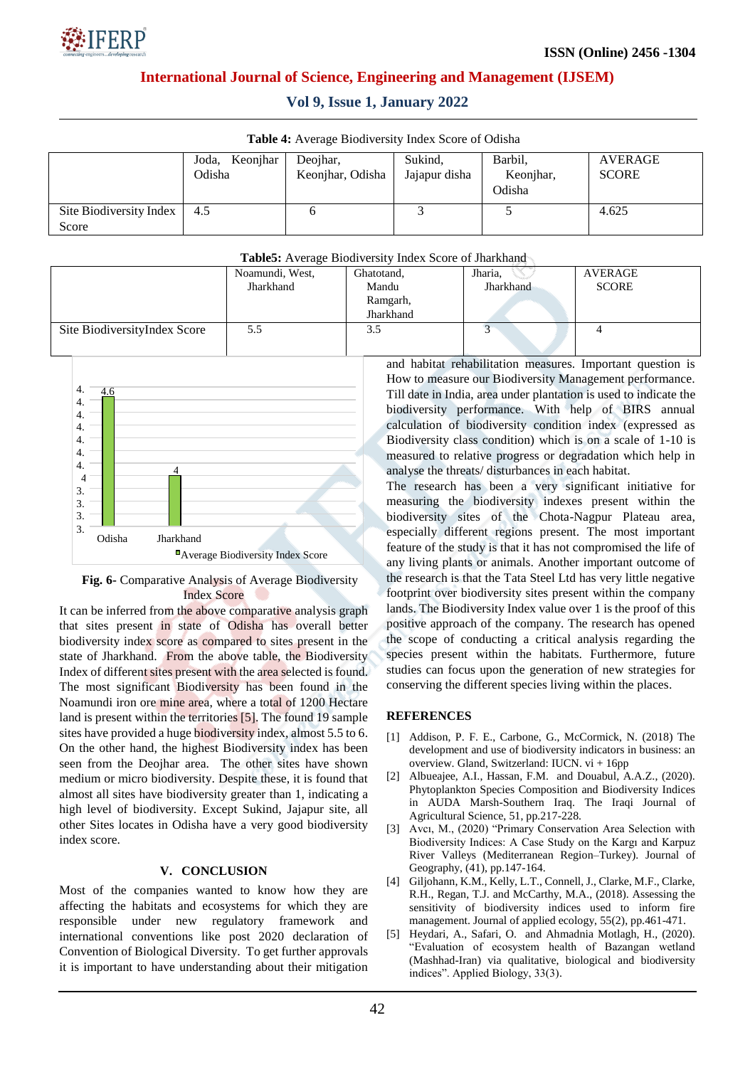**Table 4:** Average Biodiversity Index Score of Odisha

| | Joda, Keonjhar Odisha | Deojhar, Keonjhar, Odisha | Sukind, Jajapur disha | Barbil, Keonjhar, Odisha | AVERAGE SCORE |
|---|---|---|---|---|---|
| Site Biodiversity Index Score | 4.5 | 6 | 3 | 5 | 4.625 |

**Table5:** Average Biodiversity Index Score of Jharkhand

| | Noamundi, West, Jharkhand | Ghatotand, Mandu Ramgarh, Jharkhand | Jharia, Jharkhand | AVERAGE SCORE |
|---|---|---|---|---|
| Site BiodiversityIndex Score | 5.5 | 3.5 | 3 | 4 |

**Fig. 6**- Comparative Analysis of Average Biodiversity Index Score

It can be inferred from the above comparative analysis graph that sites present in state of Odisha has overall better biodiversity index score as compared to sites present in the state of Jharkhand. From the above table, the Biodiversity Index of different sites present with the area selected is found. The most significant Biodiversity has been found in the Noamundi iron ore mine area, where a total of 1200 Hectare land is present within the territories [5]. The found 19 sample sites have provided a huge biodiversity index, almost 5.5 to 6. On the other hand, the highest Biodiversity index has been seen from the Deojhar area. The other sites have shown medium or micro biodiversity. Despite these, it is found that almost all sites have biodiversity greater than 1, indicating a high level of biodiversity. Except Sukind, Jajapur site, all other Sites locates in Odisha have a very good biodiversity index score.

## V. CONCLUSION

Most of the companies wanted to know how they are affecting the habitats and ecosystems for which they are responsible under new regulatory framework and international conventions like post 2020 declaration of Convention of Biological Diversity. To get further approvals it is important to have understanding about their mitigation and habitat rehabilitation measures. Important question is How to measure our Biodiversity Management performance. Till date in India, area under plantation is used to indicate the biodiversity performance. With help of BIRS annual calculation of biodiversity condition index (expressed as Biodiversity class condition) which is on a scale of 1-10 is measured to relative progress or degradation which help in analyse the threats/ disturbances in each habitat.

The research has been a very significant initiative for measuring the biodiversity indexes present within the biodiversity sites of the Chota-Nagpur Plateau area, especially different regions present. The most important feature of the study is that it has not compromised the life of any living plants or animals. Another important outcome of the research is that the Tata Steel Ltd has very little negative footprint over biodiversity sites present within the company lands. The Biodiversity Index value over 1 is the proof of this positive approach of the company. The research has opened the scope of conducting a critical analysis regarding the species present within the habitats. Furthermore, future studies can focus upon the generation of new strategies for conserving the different species living within the places.

## REFERENCES

[1] Addison, P. F. E., Carbone, G., McCormick, N. (2018) The development and use of biodiversity indicators in business: an overview. Gland, Switzerland: IUCN. vi + 16pp

[2] Albueajee, A.I., Hassan, F.M. and Douabul, A.A.Z., (2020). Phytoplankton Species Composition and Biodiversity Indices in AUDA Marsh-Southern Iraq. The Iraqi Journal of Agricultural Science, 51, pp.217-228.

[3] Avcı, M., (2020) "Primary Conservation Area Selection with Biodiversity Indices: A Case Study on the Kargı and Karpuz River Valleys (Mediterranean Region–Turkey). Journal of Geography, (41), pp.147-164.

[4] Giljohann, K.M., Kelly, L.T., Connell, J., Clarke, M.F., Clarke, R.H., Regan, T.J. and McCarthy, M.A., (2018). Assessing the sensitivity of biodiversity indices used to inform fire management. Journal of applied ecology, 55(2), pp.461-471.

[5] Heydari, A., Safari, O. and Ahmadnia Motlagh, H., (2020). "Evaluation of ecosystem health of Bazangan wetland (Mashhad-Iran) via qualitative, biological and biodiversity indices". Applied Biology, 33(3).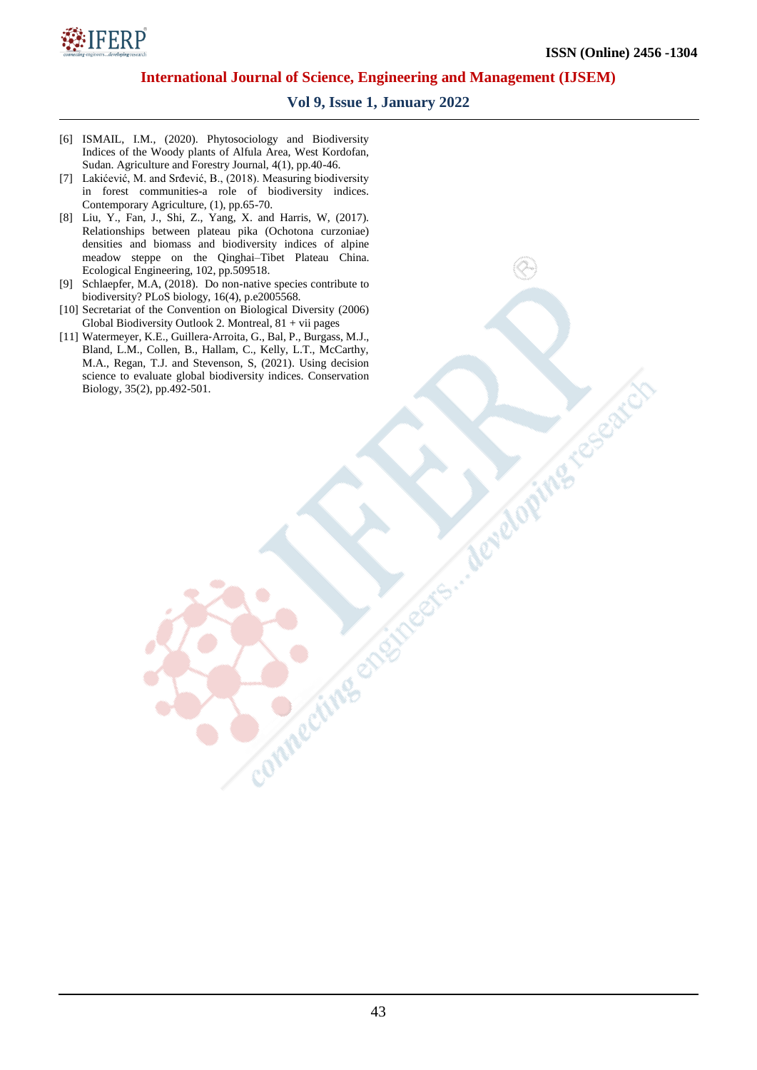[6] ISMAIL, I.M., (2020). Phytosociology and Biodiversity Indices of the Woody plants of Alfula Area, West Kordofan, Sudan. Agriculture and Forestry Journal, 4(1), pp.40-46.

[7] Lakićević, M. and Srđević, B., (2018). Measuring biodiversity in forest communities-a role of biodiversity indices. Contemporary Agriculture, (1), pp.65-70.

[8] Liu, Y., Fan, J., Shi, Z., Yang, X. and Harris, W, (2017). Relationships between plateau pika (Ochotona curzoniae) densities and biomass and biodiversity indices of alpine meadow steppe on the Qinghai–Tibet Plateau China. Ecological Engineering, 102, pp.509518.

[9] Schlaepfer, M.A, (2018). Do non-native species contribute to biodiversity? PLoS biology, 16(4), p.e2005568.

[10] Secretariat of the Convention on Biological Diversity (2006) Global Biodiversity Outlook 2. Montreal, 81 + vii pages

[11] Watermeyer, K.E., Guillera-Arroita, G., Bal, P., Burgass, M.J., Bland, L.M., Collen, B., Hallam, C., Kelly, L.T., McCarthy, M.A., Regan, T.J. and Stevenson, S, (2021). Using decision science to evaluate global biodiversity indices. Conservation Biology, 35(2), pp.492-501.